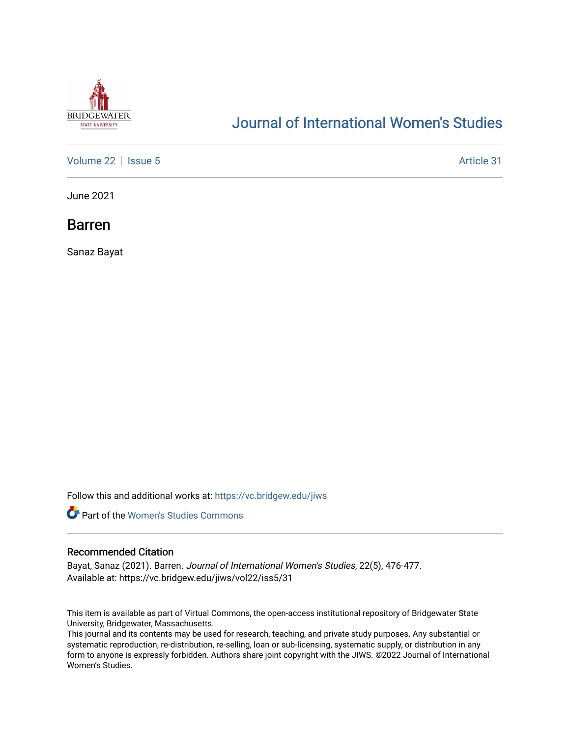# Journal of International Women's Studies

Volume 22 | Issue 5 | Article 31

June 2021

## Barren

Sanaz Bayat

Follow this and additional works at: https://vc.bridgew.edu/jiws

Part of the Women's Studies Commons

### Recommended Citation

Bayat, Sanaz (2021). Barren. *Journal of International Women's Studies*, 22(5), 476-477.
Available at: https://vc.bridgew.edu/jiws/vol22/iss5/31

This item is available as part of Virtual Commons, the open-access institutional repository of Bridgewater State University, Bridgewater, Massachusetts.
This journal and its contents may be used for research, teaching, and private study purposes. Any substantial or systematic reproduction, re-distribution, re-selling, loan or sub-licensing, systematic supply, or distribution in any form to anyone is expressly forbidden. Authors share joint copyright with the JIWS. ©2022 Journal of International Women's Studies.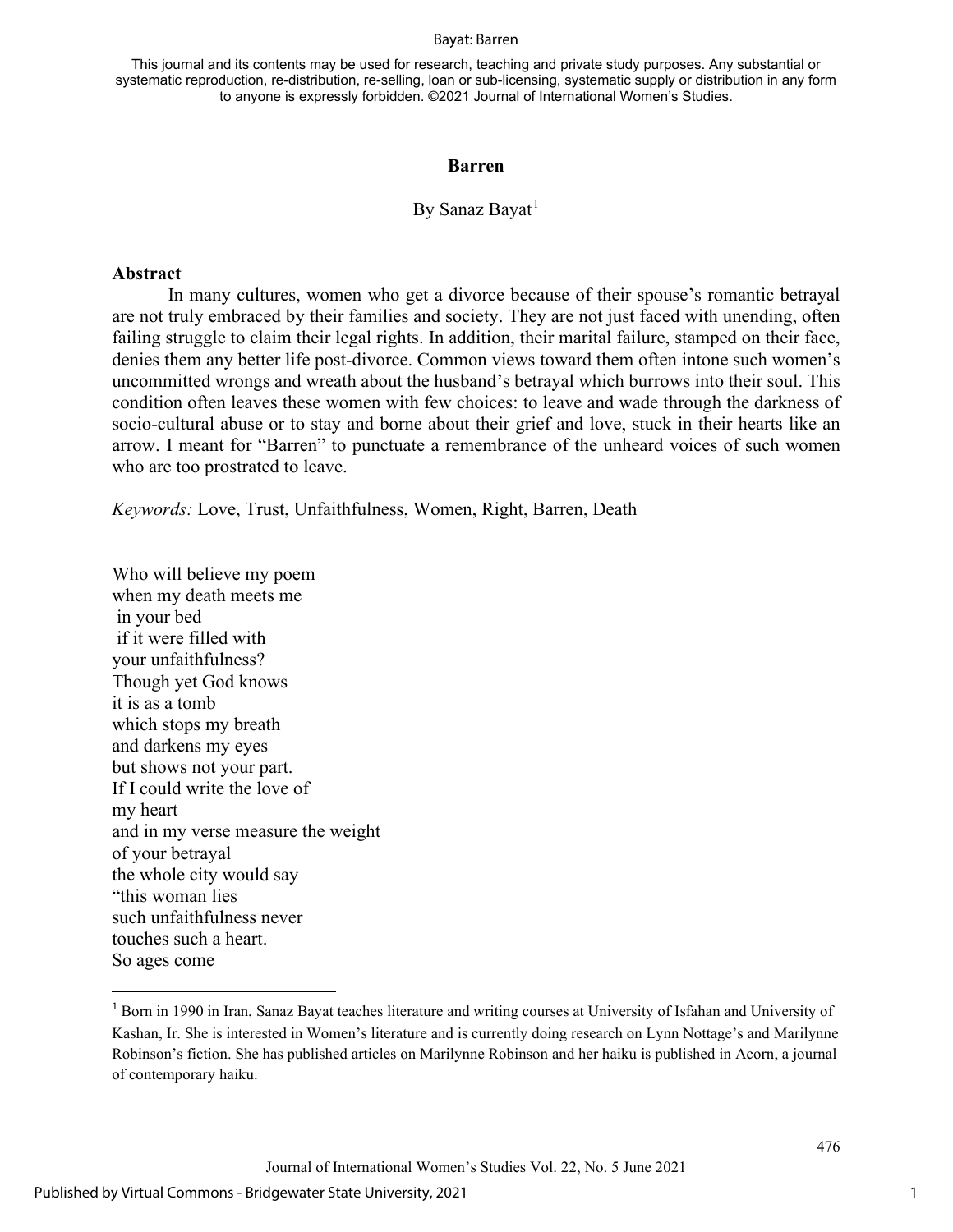# Barren

By Sanaz Bayat[1]

## Abstract

In many cultures, women who get a divorce because of their spouse's romantic betrayal are not truly embraced by their families and society. They are not just faced with unending, often failing struggle to claim their legal rights. In addition, their marital failure, stamped on their face, denies them any better life post-divorce. Common views toward them often intone such women's uncommitted wrongs and wreath about the husband's betrayal which burrows into their soul. This condition often leaves these women with few choices: to leave and wade through the darkness of socio-cultural abuse or to stay and borne about their grief and love, stuck in their hearts like an arrow. I meant for "Barren" to punctuate a remembrance of the unheard voices of such women who are too prostrated to leave.

*Keywords:* Love, Trust, Unfaithfulness, Women, Right, Barren, Death

Who will believe my poem
when my death meets me
 in your bed
 if it were filled with
your unfaithfulness?
Though yet God knows
it is as a tomb
which stops my breath
and darkens my eyes
but shows not your part.
If I could write the love of
my heart
and in my verse measure the weight
of your betrayal
the whole city would say
"this woman lies
such unfaithfulness never
touches such a heart.
So ages come

---

[1] Born in 1990 in Iran, Sanaz Bayat teaches literature and writing courses at University of Isfahan and University of Kashan, Ir. She is interested in Women's literature and is currently doing research on Lynn Nottage's and Marilynne Robinson's fiction. She has published articles on Marilynne Robinson and her haiku is published in Acorn, a journal of contemporary haiku.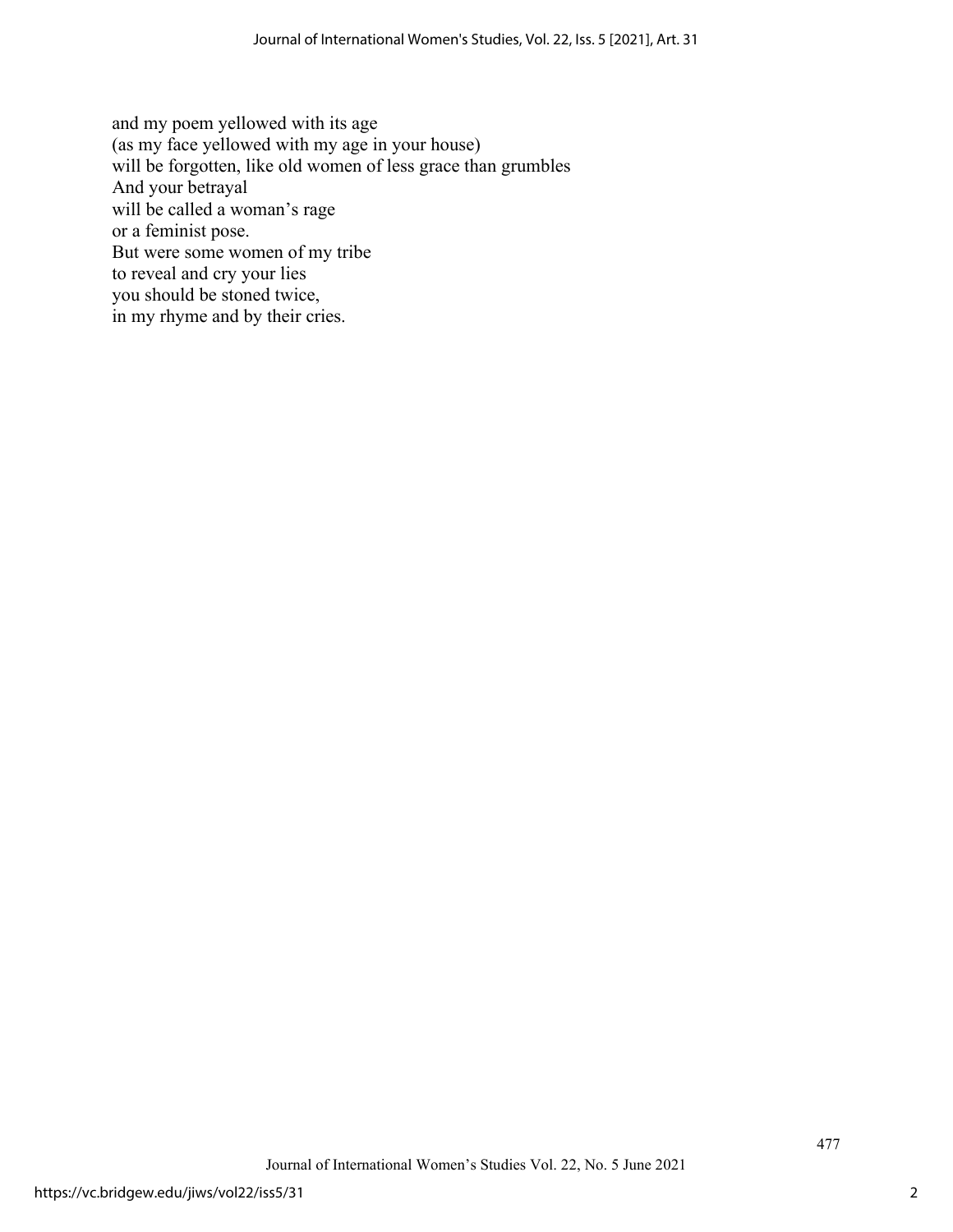and my poem yellowed with its age  
(as my face yellowed with my age in your house)  
will be forgotten, like old women of less grace than grumbles  
And your betrayal  
will be called a woman's rage  
or a feminist pose.  
But were some women of my tribe  
to reveal and cry your lies  
you should be stoned twice,  
in my rhyme and by their cries.